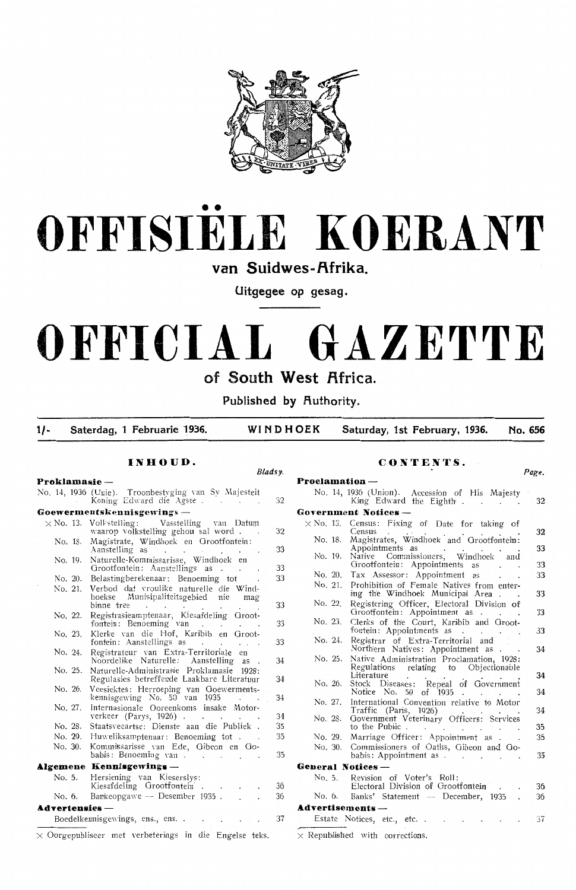# OFFISIËLE KOERANT

**van Suidwes-Afrika.**

Uitgegee op gesag.

# OFFICIAL GAZETTE

**of South West Africa.**

Published by Authority.

1/- Saterdag, 1 Februarie 1936. WINDHOEK Saturday, 1st February, 1936. No. 656

## INHOUD.

| | | Bladsy. |
|---|---|---|
| **Proklamasie —** | | |
| No. 14, 1936 (Unie). | Troonbestyging van Sy Majesteit Koning Edward die Agste | 32 |
| **Goewermentskennisgewings —** | | |
| × No. 13. | Volkstelling: Vasstelling van Datum waarop Volkstelling gehou sal word | 32 |
| No. 18. | Magistrate, Windhoek en Grootfontein: Aanstelling as | 33 |
| No. 19. | Naturelle-Kommissarisse, Windhoek en Grootfontein: Aanstellings as | 33 |
| No. 20. | Belastingberekenaar: Benoeming tot | 33 |
| No. 21. | Verbod dat vroulike naturelle die Windhoekse Munisipaliteitsgebied nie mag binne tree | 33 |
| No. 22. | Registrasieamptenaar, Kiesafdeling Grootfontein: Benoeming van | 33 |
| No. 23. | Klerke van die Hof, Karibib en Grootfontein: Aanstellings as | 33 |
| No. 24. | Registrateur van Extra-Territoriale en Noordelike Naturelle: Aanstelling as | 34 |
| No. 25. | Naturelle-Administrasie Proklamasie 1928: Regulasies betreffende Laakbare Literatuur | 34 |
| No. 26. | Veesiektes: Herroeping van Goewermentskennisgewing No. 50 van 1935 | 34 |
| No. 27. | Internasionale Ooreenkoms insake Motorverkeer (Parys, 1926) | 34 |
| No. 28. | Staatsveeartse: Dienste aan die Publiek | 35 |
| No. 29. | Huweliksamptenaar: Benoeming tot | 35 |
| No. 30. | Kommissarisse van Ede, Gibeon en Gobabis: Benoeming van | 35 |
| **Algemene Kennisgewings —** | | |
| No. 5. | Hersiening van Kieserslys: Kiesafdeling Grootfontein | 36 |
| No. 6. | Bankeopgawe — Desember 1935 | 36 |
| **Advertensies —** | | |
| | Boedelkennisgewings, ens., ens. | 37 |

× Oorgepubliseer met verbeterings in die Engelse teks.

## CONTENTS.

| | | Page. |
|---|---|---|
| **Proclamation —** | | |
| No. 14, 1936 (Union). | Accession of His Majesty King Edward the Eighth | 32 |
| **Government Notices —** | | |
| × No. 13. | Census: Fixing of Date for taking of Census | 32 |
| No. 18. | Magistrates, Windhoek and Grootfontein: Appointments as | 33 |
| No. 19. | Native Commissioners, Windhoek and Grootfontein: Appointments as | 33 |
| No. 20. | Tax Assessor: Appointment as | 33 |
| No. 21. | Prohibition of Female Natives from entering the Windhoek Municipal Area | 33 |
| No. 22. | Registering Officer, Electoral Division of Grootfontein: Appointment as | 33 |
| No. 23. | Clerks of the Court, Karibib and Grootfontein: Appointments as | 33 |
| No. 24. | Registrar of Extra-Territorial and Northern Natives: Appointment as | 34 |
| No. 25. | Native Administration Proclamation, 1928: Regulations relating to Objectionable Literature | 34 |
| No. 26. | Stock Diseases: Repeal of Government Notice No. 50 of 1935 | 34 |
| No. 27. | International Convention relative to Motor Traffic (Paris, 1926) | 34 |
| No. 28. | Government Veterinary Officers: Services to the Public | 35 |
| No. 29. | Marriage Officer: Appointment as | 35 |
| No. 30. | Commissioners of Oaths, Gibeon and Gobabis: Appointment as | 35 |
| **General Notices —** | | |
| No. 5. | Revision of Voter's Roll: Electoral Division of Grootfontein | 36 |
| No. 6. | Banks' Statement — December, 1935 | 36 |
| **Advertisements —** | | |
| | Estate Notices, etc., etc. | 37 |

× Republished with corrections.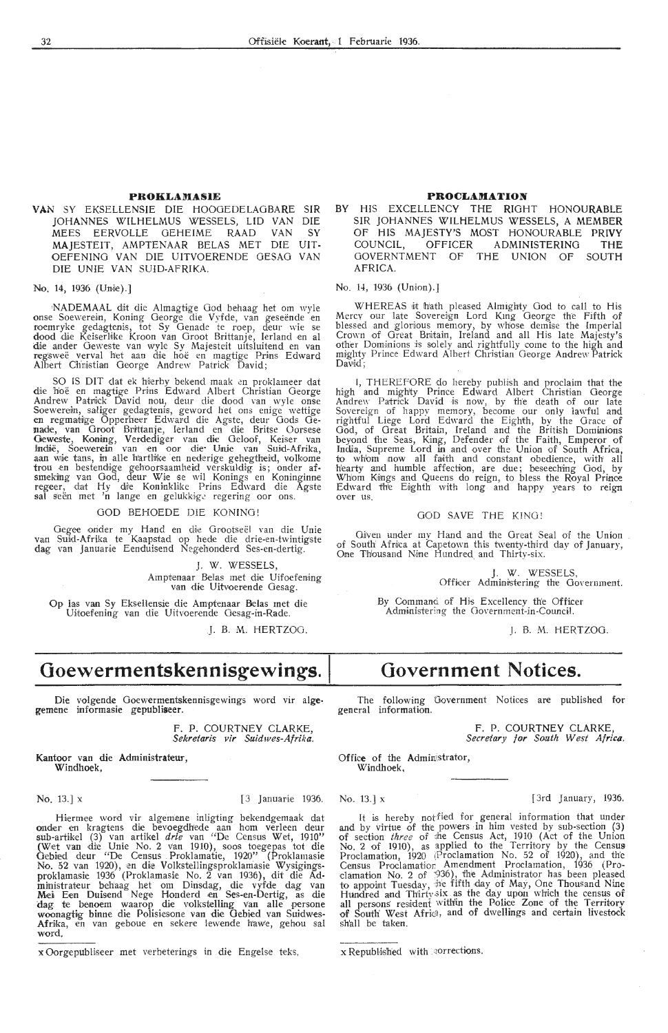## PROKLAMASIE

VAN SY EKSELLENSIE DIE HOOGEDELAGBARE SIR JOHANNES WILHELMUS WESSELS, LID VAN DIE MEES EERVOLLE GEHEIME RAAD VAN SY MAJESTEIT, AMPTENAAR BELAS MET DIE UITOEFENING VAN DIE UITVOERENDE GESAG VAN DIE UNIE VAN SUID-AFRIKA.

No. 14, 1936 (Unie).]

NADEMAAL dit die Almagtige God behaag het om wyle onse Soewerein, Koning George die Vyfde, van geseënde en roemryke gedagtenis, tot Sy Genade te roep, deur wie se dood die Keiserlike Kroon van Groot Brittanje, Ierland en al die ander Geweste van wyle Sy Majesteit uitsluitend en van regsweë verval het aan die hoë en magtige Prins Edward Albert Christian George Andrew Patrick David;

SO IS DIT dat ek hierby bekend maak en proklameer dat die hoë en magtige Prins Edward Albert Christian George Andrew Patrick David nou, deur die dood van wyle onse Soewerein, saliger gedagtenis, geword het ons enige wettige en regmatige Opperheer Edward die Agste, deur Gods Genade, van Groot Brittanje, Ierland en die Britse Oorsese Gewestes, Koning, Verdediger van die Geloof, Keiser van Indië, Soewerein van en oor die Unie van Suid-Afrika, aan wie tans, in alle hartlike en nederige gehegtheid, volkome trou en bestendige gehoorsaamheid verskuldig is; onder afsmeking van God, deur Wie se wil Konings en Koninginne regeer, dat Hy die Koninklike Prins Edward die Agste sal seën met 'n lange en gelukkige regering oor ons.

GOD BEHOEDE DIE KONING!

Gegee onder my Hand en die Grootseël van die Unie van Suid-Afrika te Kaapstad op hede die drie-en-twintigste dag van Januarie Eenduisend Negehonderd Ses-en-dertig.

J. W. WESSELS,
Amptenaar Belas met die Uitoefening van die Uitvoerende Gesag.

Op las van Sy Eksellensie die Amptenaar Belas met die Uitoefening van die Uitvoerende Gesag-in-Rade.

J. B. M. HERTZOG.

## PROCLAMATION

BY HIS EXCELLENCY THE RIGHT HONOURABLE SIR JOHANNES WILHELMUS WESSELS, A MEMBER OF HIS MAJESTY'S MOST HONOURABLE PRIVY COUNCIL, OFFICER ADMINISTERING THE GOVERNMENT OF THE UNION OF SOUTH AFRICA.

No. 14, 1936 (Union).]

WHEREAS it hath pleased Almighty God to call to His Mercy our late Sovereign Lord King George the Fifth of blessed and glorious memory, by whose demise the Imperial Crown of Great Britain, Ireland and all His late Majesty's other Dominions is solely and rightfully come to the high and mighty Prince Edward Albert Christian George Andrew Patrick David;

I, THEREFORE do hereby publish and proclaim that the high and mighty Prince Edward Albert Christian George Andrew Patrick David is now, by the death of our late Sovereign of happy memory, become our only lawful and rightful Liege Lord Edward the Eighth, by the Grace of God, of Great Britain, Ireland and the British Dominions beyond the Seas, King, Defender of the Faith, Emperor of India, Supreme Lord in and over the Union of South Africa, to whom now all faith and constant obedience, with all hearty and humble affection, are due; beseeching God, by Whom Kings and Queens do reign, to bless the Royal Prince Edward the Eighth with long and happy years to reign over us.

GOD SAVE THE KING!

Given under my Hand and the Great Seal of the Union of South Africa at Capetown this twenty-third day of January, One Thousand Nine Hundred and Thirty-six.

J. W. WESSELS,
Officer Administering the Government.

By Command of His Excellency the Officer Administering the Government-in-Council.

J. B. M. HERTZOG.

# Goewermentskennisgewings.

Die volgende Goewermentskennisgewings word vir algemene informasie gepubliseer.

F. P. COURTNEY CLARKE,
*Sekretaris vir Suidwes-Afrika.*

Kantoor van die Administrateur,
Windhoek,

No. 13.] x [3 Januarie 1936.

Hiermee word vir algemene inligting bekendgemaak dat onder en kragtens die bevoegdhede aan hom verleen deur sub-artikel (3) van artikel *drie* van "De Census Wet, 1910" (Wet van die Unie No. 2 van 1910), soos toegepas tot die Gebied deur "De Census Proklamatie, 1920" (Proklamasie No. 52 van 1920), en die Volkstellingsproklamasie Wysigingsproklamasie 1936 (Proklamasie No. 2 van 1936), dit die Administrateur behaag het om Dinsdag, die vyfde dag van Mei Een Duisend Nege Honderd en Ses-en-Dertig, as die dag te benoem waarop die volkstelling van alle persone woonagtig binne die Polisiesone van die Gebied van Suidwes-Afrika, en van geboue en sekere lewende hawe, gehou sal word.

x Oorgepubliseer met verbeterings in die Engelse teks.

# Government Notices.

The following Government Notices are published for general information.

F. P. COURTNEY CLARKE,
*Secretary for South West Africa.*

Office of the Administrator,
Windhoek,

No. 13.] x [3rd January, 1936.

It is hereby notified for general information that under and by virtue of the powers in him vested by sub-section (3) of section *three* of the Census Act, 1910 (Act of the Union No. 2 of 1910), as applied to the Territory by the Census Proclamation, 1920 (Proclamation No. 52 of 1920), and the Census Proclamation Amendment Proclamation, 1936 (Proclamation No. 2 of 1936), the Administrator has been pleased to appoint Tuesday, the fifth day of May, One Thousand Nine Hundred and Thirty-six as the day upon which the census of all persons resident within the Police Zone of the Territory of South West Africa, and of dwellings and certain livestock shall be taken.

x Republished with corrections.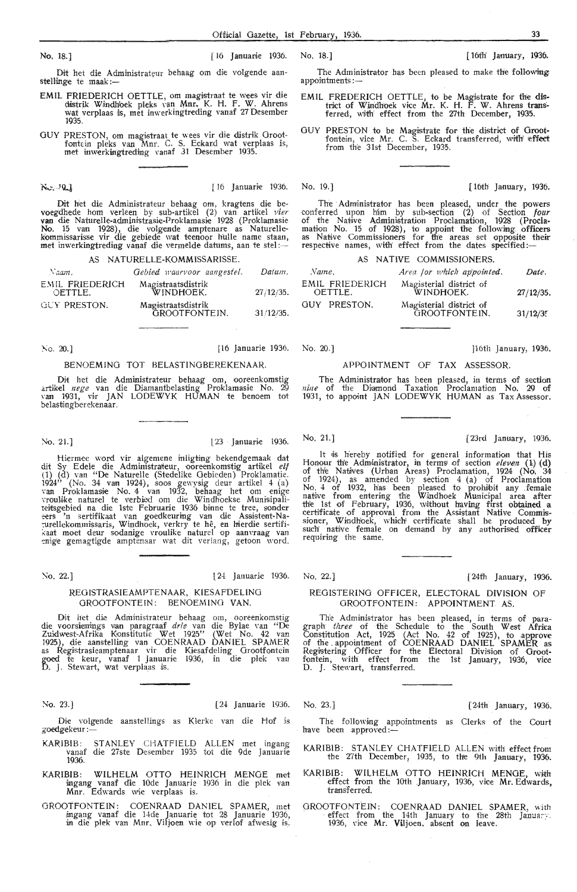No. 18.] [16 Januarie 1936.

Dit het die Administrateur behaag om die volgende aanstellinge te maak:—

EMIL FRIEDERICH OETTLE, om magistraat te wees vir die distrik Windhoek pleks van Mnr. K. H. F. W. Ahrens wat verplaas is, met inwerkingtreding vanaf 27 Desember 1935.

GUY PRESTON, om magistraat te wees vir die distrik Grootfontein pleks van Mnr. C. S. Eckard wat verplaas is, met inwerkingtreding vanaf 31 Desember 1935.

No. 19.] [16 Januarie 1936.

Dit het die Administrateur behaag om, kragtens die bevoegdhede hom verleen by sub-artikel (2) van artikel *vier* van die Naturelle-administrasie-Proklamasie 1928 (Proklamasie No. 15 van 1928), die volgende amptenare as Naturellekommissarisse vir die gebiede wat teenoor hulle name staan, met inwerkingtreding vanaf die vermelde datums, aan te stel:—

AS NATURELLE-KOMMISSARISSE.

| *Naam.* | *Gebied waarvoor aangestel.* | *Datum.* |
|---|---|---|
| EMIL FRIEDERICH OETTLE. | Magistraatsdistrik WINDHOEK. | 27/12/35. |
| GUY PRESTON. | Magistraatsdistrik GROOTFONTEIN. | 31/12/35. |

No. 20.] [16 Januarie 1936.

BENOEMING TOT BELASTINGBEREKENAAR.

Dit het die Administrateur behaag om, ooreenkomstig artikel *nege* van die Diamantbelasting Proklamasie No. 29 van 1931, vir JAN LODEWYK HUMAN te benoem tot belastingberekenaar.

No. 21.] [23 Januarie 1936.

Hiermee word vir algemene inligting bekendgemaak dat dit Sy Edele die Administrateur, ooreenkomstig artikel *elf* (1) (d) van "De Naturelle (Stedelike Gebieden) Proklamatie. 1924" (No. 34 van 1924), soos gewysig deur artikel 4 (a) van Proklamasie No. 4 van 1932, behaag het om enige vroulike naturel te verbied om die Windhoekse Munisipaliteitsgebied na die 1ste Februarie 1936 binne te tree, sonder eers 'n sertifikaat van goedkeuring van die Assistent-Naturellekommissaris, Windhoek, verkry te hê, en hierdie sertifikaat moet deur sodanige vroulike naturel op aanvraag van enige gemagtigde amptenaar wat dit verlang, getoon word.

No. 22.] [24 Januarie 1936.

REGISTRASIEAMPTENAAR, KIESAFDELING GROOTFONTEIN: BENOEMING VAN.

Dit het die Administrateur behaag om, ooreenkomstig die voorsienings van paragraaf *drie* van die Bylae van "De Zuidwest-Afrika Konstitutie Wet 1925" (Wet No. 42 van 1925), die aanstelling van COENRAAD DANIEL SPAMER as Registrasieamptenaar vir die Kiesafdeling Grootfontein goed te keur, vanaf 1 Januarie 1936, in die plek van D. J. Stewart, wat verplaas is.

No. 23.] [24 Januarie 1936.

Die volgende aanstellings as Klerke van die Hof is goedgekeur:—

KARIBIB: STANLEY CHATFIELD ALLEN met ingang vanaf die 27ste Desember 1935 tot die 9de Januarie 1936.

KARIBIB: WILHELM OTTO HEINRICH MENGE met ingang vanaf die 10de Januarie 1936 in die plek van Mnr. Edwards wie verplaas is.

GROOTFONTEIN: COENRAAD DANIEL SPAMER, met ingang vanaf die 14de Januarie tot 28 Januarie 1936, in die plek van Mnr. Viljoen wie op verlof afwesig is.

No. 18.] [16th January, 1936.

The Administrator has been pleased to make the following appointments:—

EMIL FRIEDERICH OETTLE, to be Magistrate for the district of Windhoek vice Mr. K. H. F. W. Ahrens transferred, with effect from the 27th December, 1935.

GUY PRESTON to be Magistrate for the district of Grootfontein, vice Mr. C. S. Eckard transferred, with effect from the 31st December, 1935.

No. 19.] [16th January, 1936.

The Administrator has been pleased, under the powers conferred upon him by sub-section (2) of Section *four* of the Native Administration Proclamation, 1928 (Proclamation No. 15 of 1928), to appoint the following officers as Native Commissioners for the areas set opposite their respective names, with effect from the dates specified:—

AS NATIVE COMMISSIONERS.

| *Name.* | *Area for which appointed.* | *Date.* |
|---|---|---|
| EMIL FRIEDERICH OETTLE. | Magisterial district of WINDHOEK. | 27/12/35. |
| GUY PRESTON. | Magisterial district of GROOTFONTEIN. | 31/12/35. |

No. 20.] [16th January, 1936.

APPOINTMENT OF TAX ASSESSOR.

The Administrator has been pleased, in terms of section *nine* of the Diamond Taxation Proclamation No. 29 of 1931, to appoint JAN LODEWYK HUMAN as Tax Assessor.

No. 21.] [23rd January, 1936.

It is hereby notified for general information that His Honour the Administrator, in terms of section *eleven* (1) (d) of the Natives (Urban Areas) Proclamation, 1924 (No. 34 of 1924), as amended by section 4 (a) of Proclamation No. 4 of 1932, has been pleased to prohibit any female native from entering the Windhoek Municipal area after the 1st of February, 1936, without having first obtained a certificate of approval from the Assistant Native Commissioner, Windhoek, which certificate shall be produced by such native female on demand by any authorised officer requiring the same.

No. 22.] [24th January, 1936.

REGISTERING OFFICER, ELECTORAL DIVISION OF GROOTFONTEIN: APPOINTMENT AS.

The Administrator has been pleased, in terms of paragraph *three* of the Schedule to the South West Africa Constitution Act, 1925 (Act No. 42 of 1925), to approve of the appointment of COENRAAD DANIEL SPAMER as Registering Officer for the Electoral Division of Grootfontein, with effect from the 1st January, 1936, vice D. J. Stewart, transferred.

No. 23.] [24th January, 1936.

The following appointments as Clerks of the Court have been approved:—

KARIBIB: STANLEY CHATFIELD ALLEN with effect from the 27th December, 1935, to the 9th January, 1936.

KARIBIB: WILHELM OTTO HEINRICH MENGE, with effect from the 10th January, 1936, vice Mr. Edwards, transferred.

GROOTFONTEIN: COENRAAD DANIEL SPAMER, with effect from the 14th January to the 28th January, 1936, vice Mr. Viljoen, absent on leave.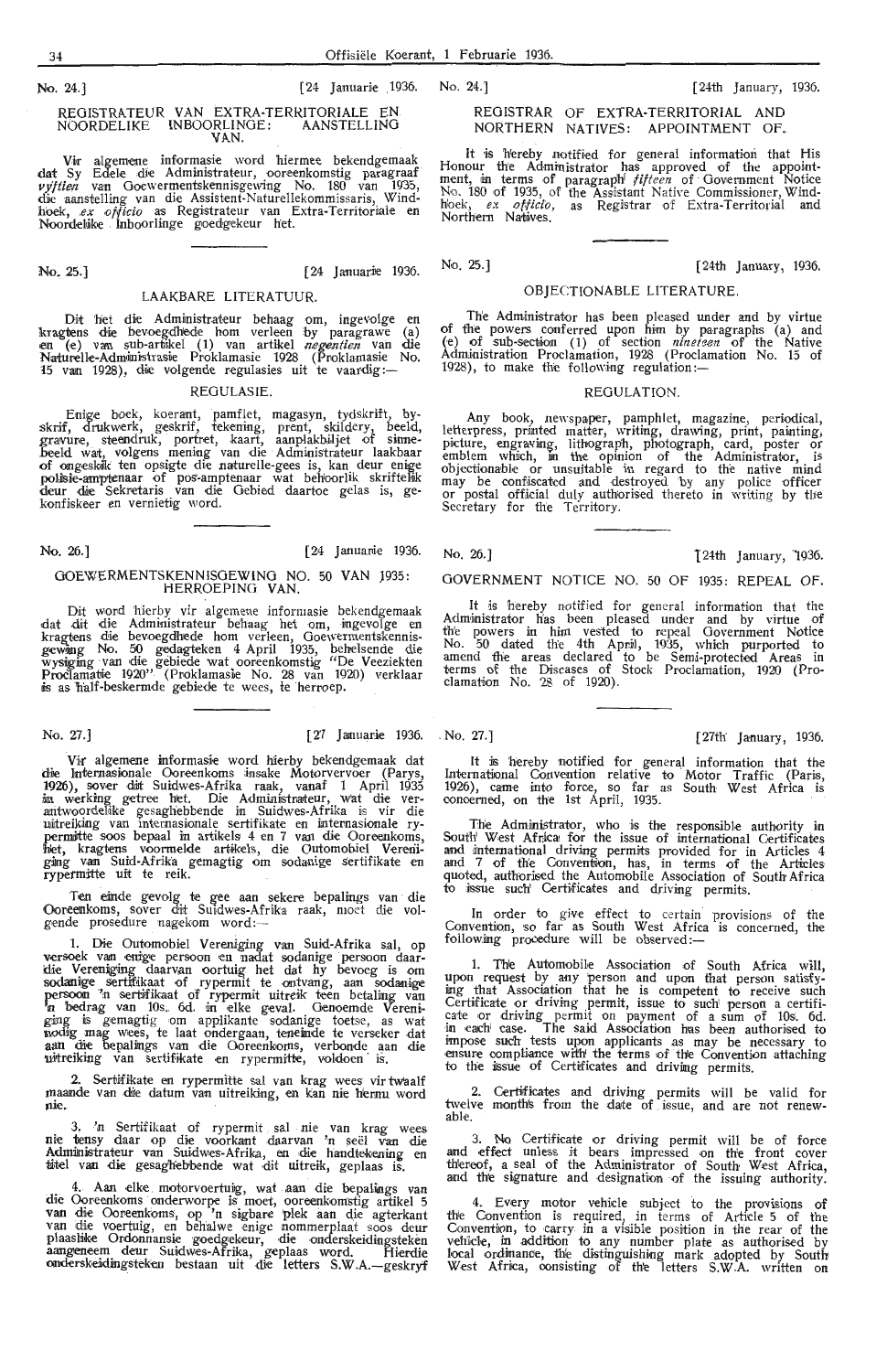No. 24.] [24 Januarie 1936.

## REGISTRATEUR VAN EXTRA-TERRITORIALE EN NOORDELIKE INBOORLINGE: AANSTELLING VAN.

Vir algemene informasie word hiermee bekendgemaak dat Sy Edele die Administrateur, ooreenkomstig paragraaf *vyftien* van Goewermentskennisgewing No. 180 van 1935, die aanstelling van die Assistent-Naturellekommissaris, Windhoek, *ex officio* as Registrateur van Extra-Territoriale en Noordelike Inboorlinge goedgekeur het.

No. 25.] [24 Januarie 1936.

## LAAKBARE LITERATUUR.

Dit het die Administrateur behaag om, ingevolge en kragtens die bevoegdhede hom verleen by paragrawe (a) en (e) van sub-artikel (1) van artikel *negentien* van die Naturelle-Administrasie Proklamasie 1928 (Proklamasie No. 15 van 1928), die volgende regulasies uit te vaardig:—

### REGULASIE.

Enige boek, koerant, pamflet, magasyn, tydskrif, byskrif, drukwerk, geskrif, tekening, prent, skildery, beeld, gravure, steendruk, portret, kaart, aanplakbiljet of sinnebeeld wat, volgens mening van die Administrateur laakbaar of ongeskik ten opsigte die naturelle-gees is, kan deur enige polisie-amptenaar of pos-amptenaar wat behoorlik skriftelik deur die Sekretaris van die Gebied daartoe gelas is, gekonfiskeer en vernietig word.

No. 26.] [24 Januarie 1936.

## GOEWERMENTSKENNISGEWING NO. 50 VAN 1935: HERROEPING VAN.

Dit word hierby vir algemene informasie bekendgemaak dat dit die Administrateur behaag het om, ingevolge en kragtens die bevoegdhede hom verleen, Goewermentskennisgewing No. 50 gedagteken 4 April 1935, behelsende die wysiging van die gebiede wat ooreenkomstig "De Veeziekten Proclamatie 1920" (Proklamasie No. 28 van 1920) verklaar is as half-beskermde gebiede te wees, te herroep.

No. 27.] [27 Januarie 1936.

Vir algemene informasie word hierby bekendgemaak dat die Internasionale Ooreenkoms insake Motorverkeer (Parys, 1926), sover dit Suidwes-Afrika raak, vanaf 1 April 1935 in werking getree het. Die Administrateur, wat die verantwoordelike gesaghebbende in Suidwes-Afrika is vir die uitreiking van internasionale sertifikate en internasionale rypermitte soos bepaal in artikels 4 en 7 van die Ooreenkoms, het, kragtens voormelde artikels, die Outomobiel Vereniging van Suid-Afrika gemagtig om sodanige sertifikate en rypermitte uit te reik.

Ten einde gevolg te gee aan sekere bepalings van die Ooreenkoms, sover dit Suidwes-Afrika raak, moet die volgende prosedure nagekom word:—

1. Die Outomobiel Vereniging van Suid-Afrika sal, op versoek van enige persoon en nadat sodanige persoon daardie Vereniging daarvan oortuig het dat hy bevoeg is om sodanige sertifikaat of rypermit te ontvang, aan sodanige persoon 'n sertifikaat of rypermit uitreik teen betaling van 'n bedrag van 10s. 6d. in elke geval. Genoemde Vereniging is gemagtig om applikante sodanige toetse, as wat nodig mag wees, te laat ondergaan, teneinde te verseker dat aan die bepalings van die Ooreenkoms, verbonde aan die uitreiking van sertifikate en rypermitte, voldoen is.

2. Sertifikate en rypermitte sal van krag wees vir twaalf maande van die datum van uitreiking, en kan nie hernu word nie.

3. 'n Sertifikaat of rypermit sal nie van krag wees nie tensy daar op die voorkant daarvan 'n seël van die Administrateur van Suidwes-Afrika, en die handtekening en titel van die gesaghebbende wat dit uitreik, geplaas is.

4. Aan elke motorvoertuig, wat aan die bepalings van die Ooreenkoms onderworpe is moet, ooreenkomstig artikel 5 van die Ooreenkoms, op 'n sigbare plek aan die agterkant van die voertuig, en behalwe enige nommerplaat soos deur plaaslike Ordonnansie goedgekeur, die onderskeidingsteken aangeneem deur Suidwes-Afrika, geplaas word. Hierdie onderskeidingsteken bestaan uit die letters S.W.A.—geskryf

No. 24.] [24th January, 1936.

## REGISTRAR OF EXTRA-TERRITORIAL AND NORTHERN NATIVES: APPOINTMENT OF.

It is hereby notified for general information that His Honour the Administrator has approved of the appointment, in terms of paragraph *fifteen* of Government Notice No. 180 of 1935, of the Assistant Native Commissioner, Windhoek, *ex officio*, as Registrar of Extra-Territorial and Northern Natives.

No. 25.] [24th January, 1936.

## OBJECTIONABLE LITERATURE.

The Administrator has been pleased under and by virtue of the powers conferred upon him by paragraphs (a) and (e) of sub-section (1) of section *nineteen* of the Native Administration Proclamation, 1928 (Proclamation No. 15 of 1928), to make the following regulation:—

### REGULATION.

Any book, newspaper, pamphlet, magazine, periodical, letterpress, printed matter, writing, drawing, print, painting, picture, engraving, lithograph, photograph, card, poster or emblem which, in the opinion of the Administrator, is objectionable or unsuitable in regard to the native mind may be confiscated and destroyed by any police officer or postal official duly authorised thereto in writing by the Secretary for the Territory.

No. 26.] [24th January, 1936.

## GOVERNMENT NOTICE NO. 50 OF 1935: REPEAL OF.

It is hereby notified for general information that the Administrator has been pleased under and by virtue of the powers in him vested to repeal Government Notice No. 50 dated the 4th April, 1935, which purported to amend the areas declared to be Semi-protected Areas in terms of the Diseases of Stock Proclamation, 1920 (Proclamation No. 28 of 1920).

No. 27.] [27th January, 1936.

It is hereby notified for general information that the International Convention relative to Motor Traffic (Paris, 1926), came into force, so far as South West Africa is concerned, on the 1st April, 1935.

The Administrator, who is the responsible authority in South West Africa for the issue of international Certificates and international driving permits provided for in Articles 4 and 7 of the Convention, has, in terms of the Articles quoted, authorised the Automobile Association of South Africa to issue such Certificates and driving permits.

In order to give effect to certain provisions of the Convention, so far as South West Africa is concerned, the following procedure will be observed:—

1. The Automobile Association of South Africa will, upon request by any person and upon that person satisfying that Association that he is competent to receive such Certificate or driving permit, issue to such person a certificate or driving permit on payment of a sum of 10s. 6d. in each case. The said Association has been authorised to impose such tests upon applicants as may be necessary to ensure compliance with the terms of the Convention attaching to the issue of Certificates and driving permits.

2. Certificates and driving permits will be valid for twelve months from the date of issue, and are not renewable.

3. No Certificate or driving permit will be of force and effect unless it bears impressed on the front cover thereof, a seal of the Administrator of South West Africa, and the signature and designation of the issuing authority.

4. Every motor vehicle subject to the provisions of the Convention is required, in terms of Article 5 of the Convention, to carry in a visible position in the rear of the vehicle, in addition to any number plate as authorised by local ordinance, the distinguishing mark adopted by South West Africa, consisting of the letters S.W.A. written on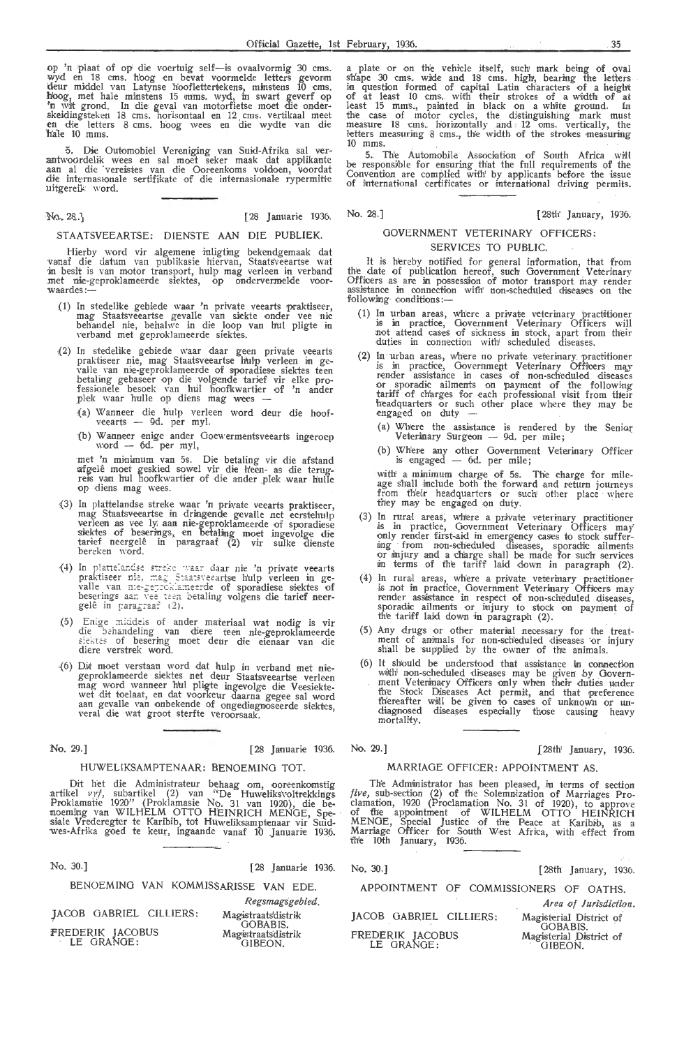op 'n plaat of op die voertuig self—is ovaalvormig 30 cms. wyd en 18 cms. hoog en bevat voormelde letters gevorm deur middel van Latynse hoofletterlekens, minstens 10 cms. hoog, met hale minstens 15 mms. wyd, in swart geverf op 'n wit grond. In die geval van motorfietse moet die onderskeidingsteken 18 cms. horisontaal en 12 cms. vertikaal meet en die letters 8 cms. hoog wees en die wydte van die hale 10 mms.

5. Die Outomobiel Vereniging van Suid-Afrika sal verantwoordelik wees en sal moet seker maak dat applikante aan al die vereistes van die Ooreenkoms voldoen, voordat die internasionale sertifikate of die internasionale rypermitte uitgereik word.

No. 28.] [28 Januarie 1936.

## STAATSVEEARTSE: DIENSTE AAN DIE PUBLIEK.

Hierby word vir algemene inligting bekendgemaak dat vanaf die datum van publikasie hiervan, Staatsveeartse wat in besit is van motor transport, hulp mag verleen in verband met nie-geproklameerde siektes, op ondervermelde voorwaardes:—

(1) In stedelike gebiede waar 'n private veearts praktiseer, mag Staatsveeartse gevalle van siekte onder vee nie behandel nie, behalwe in die loop van hul pligte in verband met geproklameerde siektes.

(2) In stedelike gebiede waar daar geen private veearts praktiseer nie, mag Staatsveeartse hulp verleen in gevalle van nie-geproklameerde of sporadiese siektes teen betaling gebaseer op die volgende tarief vir elke professionele besoek van hul hoofkwartier of 'n ander plek waar hulle op diens mag wees —

(a) Wanneer die hulp verleen word deur die hoofveearts — 9d. per myl.

(b) Wanneer enige ander Goewermentsveearts ingeroep word — 6d. per myl,

met 'n minimum van 5s. Die betaling vir die afstand afgelê moet geskied sowel vir die heen- as die terugreis van hul hoofkwartier of die ander plek waar hulle op diens mag wees.

(3) In plattelandse streke waar 'n private veearts praktiseer, mag Staatsveeartse in dringende gevalle net eerstehulp verleen as vee ly aan nie-geproklameerde of sporadiese siektes of beserings, en betaling moet ingevolge die tarief neergelê in paragraaf (2) vir sulke dienste bereken word.

(4) In plattelandse streke waar daar nie 'n private veearts praktiseer nie, mag Staatsveeartse hulp verleen in gevalle van nie-geproklameerde of sporadiese siektes of beserings aan vee teen betaling volgens die tarief neergelê in paragraaf (2).

(5) Enige middels of ander materiaal wat nodig is vir die behandeling van diere teen nie-geproklameerde siektes of besering moet deur die eienaar van die diere verstrek word.

(6) Dit moet verstaan word dat hulp in verband met nie-geproklameerde siektes net deur Staatsveeartse verleen mag word wanneer hul pligte ingevolge die Veesiektewet dit toelaat, en dat voorkeur daarna gegee sal word aan gevalle van onbekende of ongediagnoseerde siektes, veral die wat groot sterfte veroorsaak.

No. 29.] [28 Januarie 1936.

## HUWELIKSAMPTENAAR: BENOEMING TOT.

Dit het die Administrateur behaag om, ooreenkomstig artikel *vyf*, subartikel (2) van "De Huweliksvoltrekkings Proklamatie 1920" (Proklamasie No. 31 van 1920), die benoeming van WILHELM OTTO HEINRICH MENGE, Spesiale Vrederegter te Karibib, tot Huweliksamptenaar vir Suidwes-Afrika goed te keur, ingaande vanaf 10 Januarie 1936.

No. 30.] [28 Januarie 1936.

## BENOEMING VAN KOMMISSARISSE VAN EDE.

| | *Regsmagsgebied.* |
|---|---|
| JACOB GABRIEL CILLIERS: | Magistraatsdistrik GOBABIS. |
| FREDERIK JACOBUS LE GRANGE: | Magistraatsdistrik GIBEON. |

a plate or on the vehicle itself, such mark being of oval shape 30 cms. wide and 18 cms. high, bearing the letters in question formed of capital Latin characters of a height of at least 10 cms. with their strokes of a width of at least 15 mms., painted in black on a white ground. In the case of motor cycles, the distinguishing mark must measure 18 cms. horizontally and 12 cms. vertically, the letters measuring 8 cms., the width of the strokes measuring 10 mms.

5. The Automobile Association of South Africa will be responsible for ensuring that the full requirements of the Convention are complied with by applicants before the issue of international certificates or international driving permits.

No. 28.] [28th January, 1936.

## GOVERNMENT VETERINARY OFFICERS: SERVICES TO PUBLIC.

It is hereby notified for general information, that from the date of publication hereof, such Government Veterinary Officers as are in possession of motor transport may render assistance in connection with non-scheduled diseases on the following conditions:—

(1) In urban areas, where a private veterinary practitioner is in practice, Government Veterinary Officers will not attend cases of sickness in stock, apart from their duties in connection with scheduled diseases.

(2) In urban areas, where no private veterinary practitioner is in practice, Government Veterinary Officers may render assistance in cases of non-scheduled diseases or sporadic ailments on payment of the following tariff of charges for each professional visit from their headquarters or such other place where they may be engaged on duty —

(a) Where the assistance is rendered by the Senior Veterinary Surgeon — 9d. per mile;

(b) Where any other Government Veterinary Officer is engaged — 6d. per mile;

with a minimum charge of 5s. The charge for mileage shall include both the forward and return journeys from their headquarters or such other place where they may be engaged on duty.

(3) In rural areas, where a private veterinary practitioner is in practice, Government Veterinary Officers may only render first-aid in emergency cases to stock suffering from non-scheduled diseases, sporadic ailments or injury and a charge shall be made for such services in terms of the tariff laid down in paragraph (2).

(4) In rural areas, where a private veterinary practitioner is not in practice, Government Veterinary Officers may render assistance in respect of non-scheduled diseases, sporadic ailments or injury to stock on payment of the tariff laid down in paragraph (2).

(5) Any drugs or other material necessary for the treatment of animals for non-scheduled diseases or injury shall be supplied by the owner of the animals.

(6) It should be understood that assistance in connection with non-scheduled diseases may be given by Government Veterinary Officers only when their duties under the Stock Diseases Act permit, and that preference thereafter will be given to cases of unknown or undiagnosed diseases especially those causing heavy mortality.

No. 29.] [28th January, 1936.

## MARRIAGE OFFICER: APPOINTMENT AS.

The Administrator has been pleased, in terms of section *five*, sub-section (2) of the Solemnization of Marriages Proclamation, 1920 (Proclamation No. 31 of 1920), to approve of the appointment of WILHELM OTTO HEINRICH MENGE, Special Justice of the Peace at Karibib, as a Marriage Officer for South West Africa, with effect from the 10th January, 1936.

No. 30.] [28th January, 1936.

## APPOINTMENT OF COMMISSIONERS OF OATHS.

| | *Area of Jurisdiction.* |
|---|---|
| JACOB GABRIEL CILLIERS: | Magisterial District of GOBABIS. |
| FREDERIK JACOBUS LE GRANGE: | Magisterial District of GIBEON. |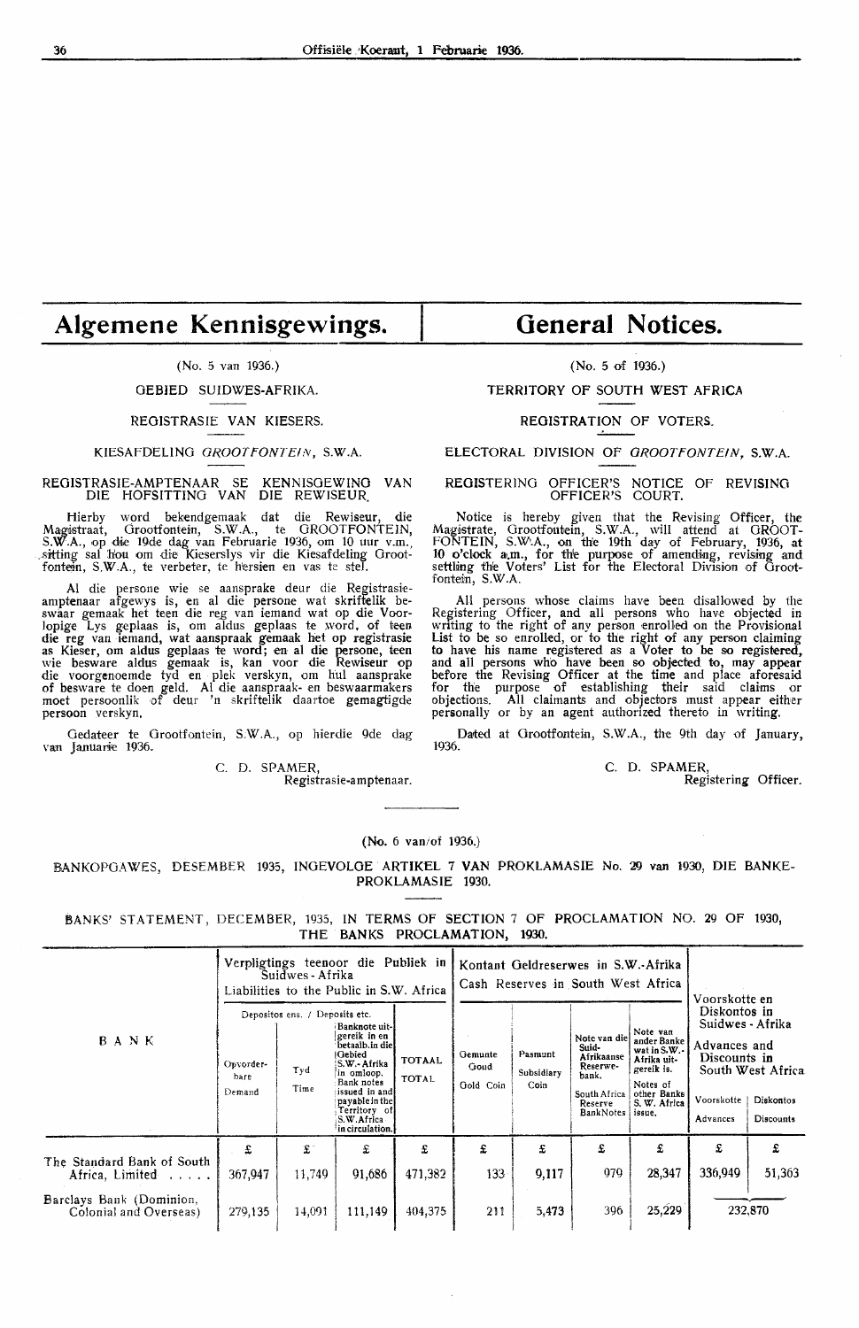# Algemene Kennisgewings.

(No. 5 van 1936.)

GEBIED SUIDWES-AFRIKA.

REGISTRASIE VAN KIESERS.

KIESAFDELING *GROOTFONTEIN*, S.W.A.

REGISTRASIE-AMPTENAAR SE KENNISGEWING VAN DIE HOFSITTING VAN DIE REWISEUR.

Hierby word bekendgemaak dat die Rewiseur, die Magistraat, Grootfontein, S.W.A., te GROOTFONTEIN, S.W.A., op die 19de dag van Februarie 1936, om 10 uur v.m., sitting sal hou om die Kieserslys vir die Kiesafdeling Grootfontein, S.W.A., te verbeter, te hersien en vas te stel.

Al die persone wie se aansprake deur die Registrasieamptenaar afgewys is, en al die persone wat skriftelik beswaar gemaak het teen die reg van iemand wat op die Voorlopige Lys geplaas is, om aldus geplaas te word, of teen die reg van iemand, wat aanspraak gemaak het op registrasie as Kieser, om aldus geplaas te word; en al die persone, teen wie besware aldus gemaak is, kan voor die Rewiseur op die voorgenoemde tyd en plek verskyn, om hul aansprake of besware te doen geld. Al die aanspraak- en beswaarmakers moet persoonlik of deur 'n skriftelik daartoe gemagtigde persoon verskyn.

Gedateer te Grootfontein, S.W.A., op hierdie 9de dag van Januarie 1936.

C. D. SPAMER,
Registrasie-amptenaar.

# General Notices.

(No. 5 of 1936.)

TERRITORY OF SOUTH WEST AFRICA

REGISTRATION OF VOTERS.

ELECTORAL DIVISION OF *GROOTFONTEIN*, S.W.A.

REGISTERING OFFICER'S NOTICE OF REVISING OFFICER'S COURT.

Notice is hereby given that the Revising Officer, the Magistrate, Grootfontein, S.W.A., will attend at GROOTFONTEIN, S.W.A., on the 19th day of February, 1936, at 10 o'clock a.m., for the purpose of amending, revising and settling the Voters' List for the Electoral Division of Grootfontein, S.W.A.

All persons whose claims have been disallowed by the Registering Officer, and all persons who have objected in writing to the right of any person enrolled on the Provisional List to be so enrolled, or to the right of any person claiming to have his name registered as a Voter to be so registered, and all persons who have been so objected to, may appear before the Revising Officer at the time and place aforesaid for the purpose of establishing their said claims or objections. All claimants and objectors must appear either personally or by an agent authorized thereto in writing.

Dated at Grootfontein, S.W.A., the 9th day of January, 1936.

C. D. SPAMER,
Registering Officer.

---

(No. 6 van/of 1936.)

BANKOPGAWES, DESEMBER 1935, INGEVOLGE ARTIKEL 7 VAN PROKLAMASIE No. 29 van 1930, DIE BANKE-PROKLAMASIE 1930.

BANKS' STATEMENT, DECEMBER, 1935, IN TERMS OF SECTION 7 OF PROCLAMATION NO. 29 OF 1930, THE BANKS PROCLAMATION, 1930.

| BANK | Verpligtings teenoor die Publiek in Suidwes-Afrika / Liabilities to the Public in S.W. Africa | | | | Kontant Geldreserwes in S.W.-Afrika / Cash Reserves in South West Africa | | | | Voorskotte en Diskontos in Suidwes-Afrika / Advances and Discounts in South West Africa | |
|---|---|---|---|---|---|---|---|---|---|---|
| | Depositos ens. / Deposits etc. | | Banknote uitgereik in en betaalb. in die Gebied S.W.-Afrika in omloop. / Bank notes issued in and payable in the Territory of S.W. Africa in circulation. | TOTAAL / TOTAL | Gemunte Goud / Gold Coin | Pasmunt / Subsidiary Coin | Note van die Suid-Afrikaanse Reserwebank. / South Africa Reserve Bank Notes | Note van ander Banke wat in S.W.-Afrika uitgereik is. / Notes of other Banks S. W. Africa issue. | Voorskotte / Advances | Diskontos / Discounts |
| | Opvorderbare / Demand | Tyd / Time | | | | | | | | |
| | £ | £ | £ | £ | £ | £ | £ | £ | £ | £ |
| The Standard Bank of South Africa, Limited | 367,947 | 11,749 | 91,686 | 471,382 | 133 | 9,117 | 979 | 28,347 | 336,949 | 51,363 |
| Barclays Bank (Dominion, Colonial and Overseas) | 279,135 | 14,091 | 111,149 | 404,375 | 211 | 5,473 | 396 | 25,229 | 232,870 | |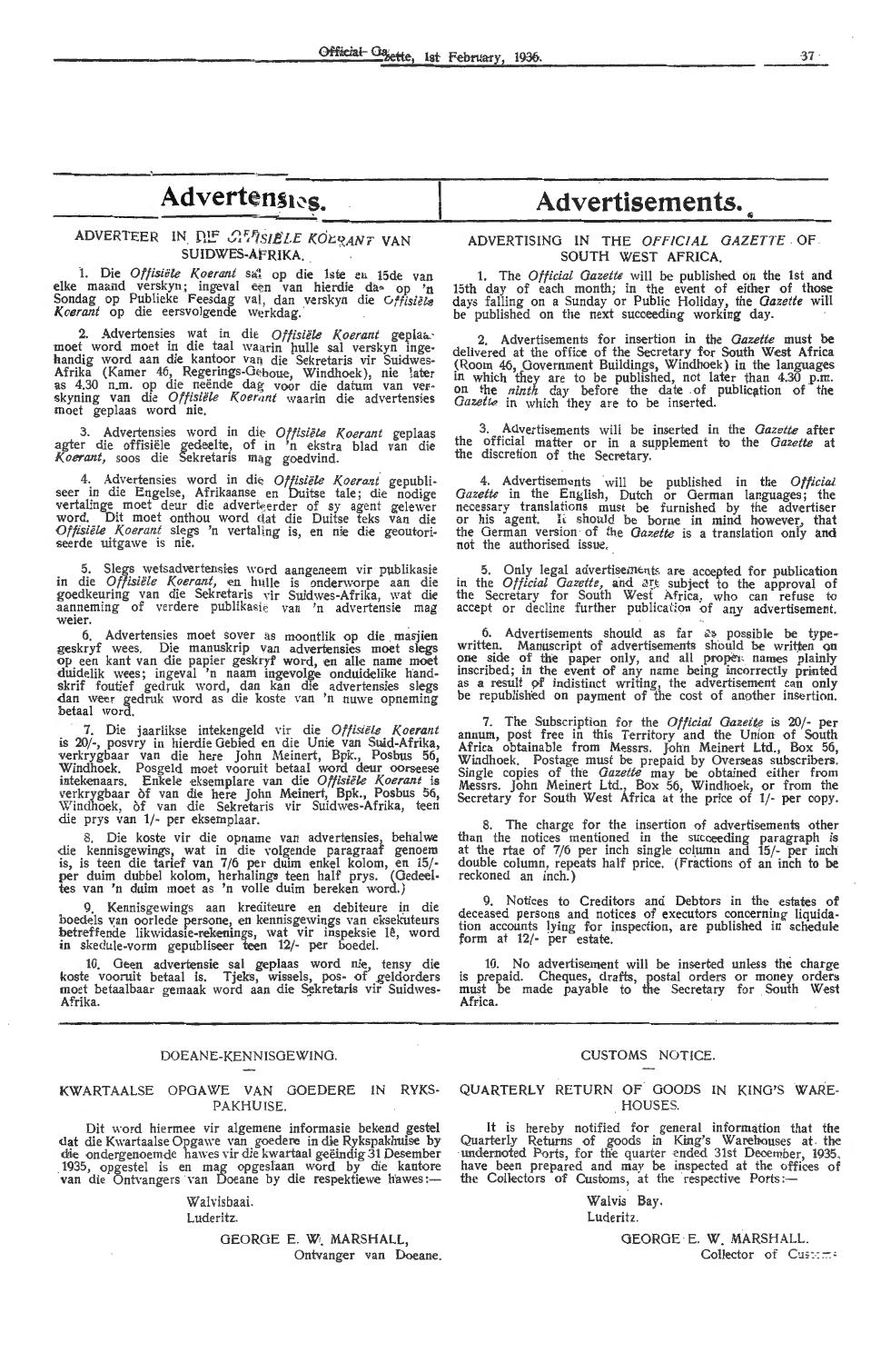# Advertensies.

## ADVERTEER IN DIE OFFISIËLE KOERANT VAN SUIDWES-AFRIKA.

1. Die *Offisiële Koerant* sal op die 1ste en 15de van elke maand verskyn; ingeval een van hierdie dae op 'n Sondag op Publieke Feesdag val, dan verskyn die *Offisiële Koerant* op die eersvolgende werkdag.

2. Advertensies wat in die *Offisiële Koerant* geplaas moet word moet in die taal waarin hulle sal verskyn ingehandig word aan die kantoor van die Sekretaris vir Suidwes-Afrika (Kamer 46, Regerings-Geboue, Windhoek), nie later as 4.30 n.m. op die neënde dag voor die datum van verskyning van die *Offisiële Koerant* waarin die advertensies moet geplaas word nie.

3. Advertensies word in die *Offisiële Koerant* geplaas agter die offisiële gedeelte, of in 'n ekstra blad van die *Koerant*, soos die Sekretaris mag goedvind.

4. Advertensies word in die *Offisiële Koerant* gepubliseer in die Engelse, Afrikaanse en Duitse tale; die nodige vertalinge moet deur die adverteerder of sy agent gelewer word. Dit moet onthou word dat die Duitse teks van die *Offisiële Koerant* slegs 'n vertaling is, en nie die geoutoriseerde uitgawe is nie.

5. Slegs wetsadvertensies word aangeneem vir publikasie in die *Offisiële Koerant*, en hulle is onderworpe aan die goedkeuring van die Sekretaris vir Suidwes-Afrika, wat die aanneming of verdere publikasie van 'n advertensie mag weier.

6. Advertensies moet sover as moontlik op die masjien geskryf wees. Die manuskrip van advertensies moet slegs op een kant van die papier geskryf word, en alle name moet duidelik wees; ingeval 'n naam ingevolge onduidelike handskrif foutief gedruk word, dan kan die advertensies slegs dan weer gedruk word as die koste van 'n nuwe opneming betaal word.

7. Die jaarlikse intekengeld vir die *Offisiële Koerant* is 20/-, posvry in hierdie Gebied en die Unie van Suid-Afrika, verkrygbaar van die here John Meinert, Bpk., Posbus 56, Windhoek. Posgeld moet vooruit betaal word deur oorseese intekenaars. Enkele eksemplare van die *Offisiële Koerant* is verkrygbaar òf van die here John Meinert, Bpk., Posbus 56, Windhoek, òf van die Sekretaris vir Suidwes-Afrika, teen die prys van 1/- per eksemplaar.

8. Die koste vir die opname van advertensies, behalwe die kennisgewings, wat in die volgende paragraaf genoem is, is teen die tarief van 7/6 per duim enkel kolom, en 15/- per duim dubbel kolom, herhalings teen half prys. (Gedeeltes van 'n duim moet as 'n volle duim bereken word.)

9. Kennisgewings aan krediteure en debiteure in die boedels van oorlede persone, en kennisgewings van eksekuteurs betreffende likwidasie-rekenings, wat vir inspeksie lê, word in skedule-vorm gepubliseer teen 12/- per boedel.

10. Geen advertensie sal geplaas word nie, tensy die koste vooruit betaal is. Tjeks, wissels, pos- of geldorders moet betaalbaar gemaak word aan die Sekretaris vir Suidwes-Afrika.

# Advertisements.

## ADVERTISING IN THE *OFFICIAL GAZETTE* OF SOUTH WEST AFRICA.

1. The *Official Gazette* will be published on the 1st and 15th day of each month; in the event of either of those days falling on a Sunday or Public Holiday, the *Gazette* will be published on the next succeeding working day.

2. Advertisements for insertion in the *Gazette* must be delivered at the office of the Secretary for South West Africa (Room 46, Government Buildings, Windhoek) in the languages in which they are to be published, not later than 4.30 p.m. on the *ninth* day before the date of publication of the *Gazette* in which they are to be inserted.

3. Advertisements will be inserted in the *Gazette* after the official matter or in a supplement to the *Gazette* at the discretion of the Secretary.

4. Advertisements will be published in the *Official Gazette* in the English, Dutch or German languages; the necessary translations must be furnished by the advertiser or his agent. It should be borne in mind however, that the German version of the *Gazette* is a translation only and not the authorised issue.

5. Only legal advertisements are accepted for publication in the *Official Gazette*, and are subject to the approval of the Secretary for South West Africa, who can refuse to accept or decline further publication of any advertisement.

6. Advertisements should as far as possible be type-written. Manuscript of advertisements should be written on one side of the paper only, and all proper names plainly inscribed; in the event of any name being incorrectly printed as a result of indistinct writing, the advertisement can only be republished on payment of the cost of another insertion.

7. The Subscription for the *Official Gazette* is 20/- per annum, post free in this Territory and the Union of South Africa obtainable from Messrs. John Meinert Ltd., Box 56, Windhoek. Postage must be prepaid by Overseas subscribers. Single copies of the *Gazette* may be obtained either from Messrs. John Meinert Ltd., Box 56, Windhoek, or from the Secretary for South West Africa at the price of 1/- per copy.

8. The charge for the insertion of advertisements other than the notices mentioned in the succeeding paragraph is at the rtae of 7/6 per inch single column and 15/- per inch double column, repeats half price. (Fractions of an inch to be reckoned an inch.)

9. Notices to Creditors and Debtors in the estates of deceased persons and notices of executors concerning liquidation accounts lying for inspection, are published in schedule form at 12/- per estate.

10. No advertisement will be inserted unless the charge is prepaid. Cheques, drafts, postal orders or money orders must be made payable to the Secretary for South West Africa.

---

## DOEANE-KENNISGEWING.

### KWARTAALSE OPGAWE VAN GOEDERE IN RYKSPAKHUISE.

Dit word hiermee vir algemene informasie bekend gestel dat die Kwartaalse Opgawe van goedere in die Rykspakhuise by die ondergenoemde hawes vir die kwartaal geëindig 31 Desember 1935, opgestel is en mag opgeslaan word by die kantore van die Ontvangers van Doeane by die respektiewe hawes:—

Walvisbaai.
Luderitz.

GEORGE E. W. MARSHALL,
Ontvanger van Doeane.

## CUSTOMS NOTICE.

### QUARTERLY RETURN OF GOODS IN KING'S WAREHOUSES.

It is hereby notified for general information that the Quarterly Returns of goods in King's Warehouses at the undernoted Ports, for the quarter ended 31st December, 1935, have been prepared and may be inspected at the offices of the Collectors of Customs, at the respective Ports:—

Walvis Bay.
Luderitz.

GEORGE E. W. MARSHALL.
Collector of Customs.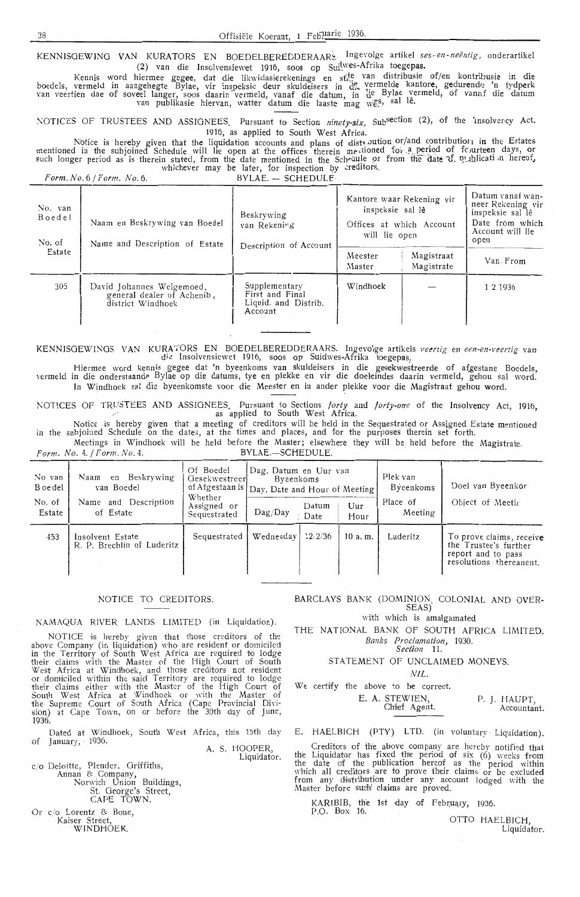KENNISGEWING VAN KURATORS EN BOEDELBEREDDERAARS. Ingevolge artikel *ses-en-neëntig*, onderartikel (2) van die Insolvensiewet 1916, soos op Suidwes-Afrika toegepas.

Kennis word hiermee gegee, dat die likwidasierekenings en state van distribusie of/en kontribusie in die boedels, vermeld in aangehegte Bylae, vir inspeksie deur skuldeisers in die vermelde kantore, gedurende 'n tydperk van veertien dae of soveel langer, soos daarin vermeld, vanaf die datum, in die Bylae vermeld, of vanaf die datum van publikasie hiervan, watter datum die laaste mag wees, sal lê.

NOTICES OF TRUSTEES AND ASSIGNEES. Pursuant to Section *ninety-six*, Subsection (2), of the Insolvency Act. 1916, as applied to South West Africa.

Notice is hereby given that the liquidation accounts and plans of distribution or/and contribution in the Estates mentioned in the subjoined Schedule will lie open at the offices therein mentioned for a period of fourteen days, or such longer period as is therein stated, from the date mentioned in the Schedule or from the date of publication hereof, whichever may be later, for inspection by creditors.

*Form. No. 6 / Form. No. 6.* BYLAE. — SCHEDULE.

| No. van Boedel / No. of Estate | Naam en Beskrywing van Boedel / Name and Description of Estate | Beskrywing van Rekening / Description of Account | Kantore waar Rekening vir inspeksie sal lê / Offices at which Account will lie open | | Datum vanaf wanneer Rekening vir inspeksie sal lê / Date from which Account will lie open |
|---|---|---|---|---|---|
| | | | Meester / Master | Magistraat / Magistrate | Van / From |
| 305 | David Johannes Welgemoed, general dealer of Achenib, district Windhoek | Supplementary First and Final Liquid. and Distrib. Account | Windhoek | — | 1/2/1936 |

KENNISGEWINGS VAN KURATORS EN BOEDELBEREDDERAARS. Ingevolge artikels *veertig* en *een-en-veertig* van die Insolvensiewet 1916, soos op Suidwes-Afrika toegepas.

Hiermee word kennis gegee dat 'n byeenkoms van skuldeisers in die gesekwestreerde of afgestane Boedels, vermeld in die onderstaande Bylae op die datums, tye en plekke en vir die doeleindes daarin vermeld, gehou sal word. In Windhoek sal die byeenkomste voor die Meester en in ander plekke voor die Magistraat gehou word.

NOTICES OF TRUSTEES AND ASSIGNEES. Pursuant to Sections *forty* and *forty-one* of the Insolvency Act, 1916, as applied to South West Africa.

Notice is hereby given that a meeting of creditors will be held in the Sequestrated or Assigned Estate mentioned in the subjoined Schedule on the dates, at the times and places, and for the purposes therein set forth.

Meetings in Windhoek will be held before the Master; elsewhere they will be held before the Magistrate.

*Form. No. 4. / Form. No. 4.* BYLAE.—SCHEDULE.

| No. van Boedel / No. of Estate | Naam en Beskrywing van Boedel / Name and Description of Estate | Of Boedel Gesekwestreer of Afgestaan is / Whether Assigned or Sequestrated | Dag, Datum en Uur van Byeenkoms / Day, Date and Hour of Meeting | | | Plek van Byeenkoms / Place of Meeting | Doel van Byeenkoms / Object of Meeting |
|---|---|---|---|---|---|---|---|
| | | | Dag/Day | Datum / Date | Uur / Hour | | |
| 453 | Insolvent Estate R. P. Brechlin of Luderitz | Sequestrated | Wednesday | 12/2/36 | 10 a. m. | Luderitz | To prove claims, receive the Trustee's further report and to pass resolutions thereanent. |

NOTICE TO CREDITORS.

NAMAQUA RIVER LANDS LIMITED (in Liquidation).

NOTICE is hereby given that those creditors of the above Company (in liquidation) who are resident or domiciled in the Territory of South West Africa are required to lodge their claims with the Master of the High Court of South West Africa at Windhoek, and those creditors not resident or domiciled within the said Territory are required to lodge their claims either with the Master of the High Court of South West Africa at Windhoek or with the Master of the Supreme Court of South Africa (Cape Provincial Division) at Cape Town, on or before the 30th day of June, 1936.

Dated at Windhoek, South West Africa, this 15th day of January, 1936.

A. S. HOOPER,
Liquidator.

c/o Deloitte, Plender, Griffiths,
Annan & Company,
Norwich Union Buildings,
St. George's Street,
CAPE TOWN.

Or c/o Lorentz & Bone,
Kaiser Street,
WINDHOEK.

BARCLAYS BANK (DOMINION, COLONIAL AND OVERSEAS)

with which is amalgamated

THE NATIONAL BANK OF SOUTH AFRICA LIMITED.

*Banks Proclamation,* 1930.
*Section* 11.

STATEMENT OF UNCLAIMED MONEYS.

*NIL.*

We certify the above to be correct.

E. A. STEWIEN, Chief Agent. P. J. HAUPT, Accountant.

E. HAELBICH (PTY) LTD. (in voluntary Liquidation).

Creditors of the above company are hereby notified that the Liquidator has fixed the period of six (6) weeks from the date of the publication hereof as the period within which all creditors are to prove their claims or be excluded from any distribution under any account lodged with the Master before such claims are proved.

KARIBIB, the 1st day of February, 1936.
P.O. Box 16.

OTTO HAELBICH,
Liquidator.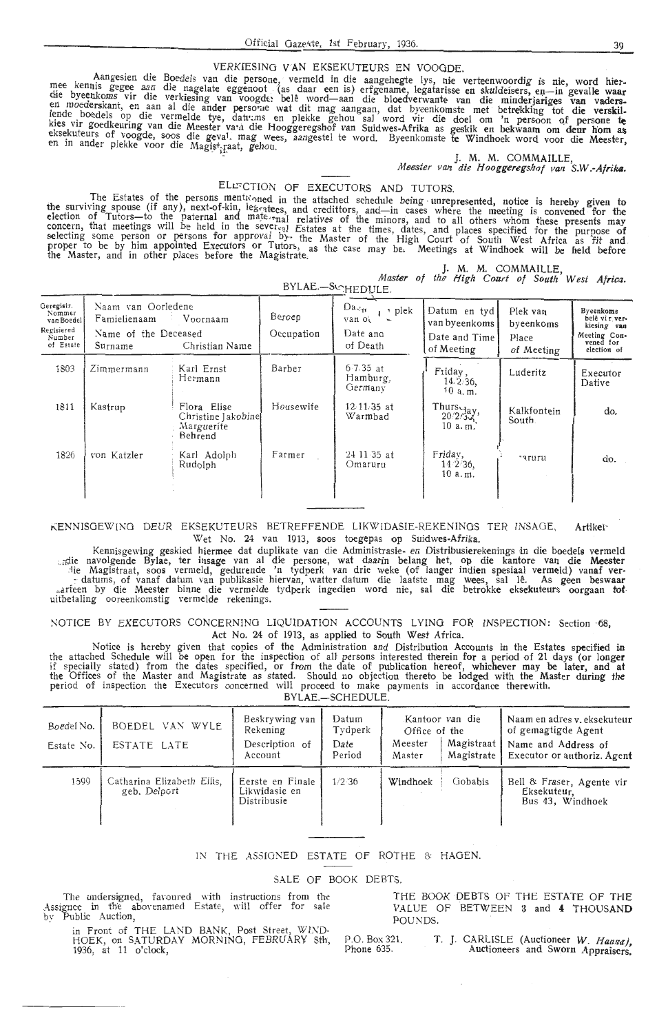## VERKIESING VAN EKSEKUTEURS EN VOOGDE.

Aangesien die Boedels van die persone, vermeld in die aangehegte lys, nie verteenwoordig is nie, word hiermee kennis gegee aan die nagelate eggenoot (as daar een is) erfgename, legatarisse en skuldeisers, en—in gevalle waar die byeenkoms vir die verkiesing van voogde belê word—aan die bloedverwante van die minderjariges van vaders- en moederskant, en aan al die ander persone wat dit mag aangaan, dat byeenkomste met betrekking tot die verskillende boedels op die vermelde tye, datums en plekke gehou sal word vir die doel om 'n persoon of persone te kies vir goedkeuring van die Meester van die Hooggeregshof van Suidwes-Afrika as geskik en bekwaam om deur hom as eksekuteurs of voogde, soos die geval mag wees, aangestel te word. Byeenkomste te Windhoek word voor die Meester, en in ander plekke voor die Magistraat, gehou.

J. M. M. COMMAILLE,
*Meester van die Hooggeregshof van S.W.-Afrika.*

---

## ELECTION OF EXECUTORS AND TUTORS.

The Estates of the persons mentioned in the attached schedule being unrepresented, notice is hereby given to the surviving spouse (if any), next-of-kin, legatees, and credittors, and—in cases where the meeting is convened for the election of Tutors—to the paternal and maternal relatives of the minors, and to all others whom these presents may concern, that meetings will be held in the several Estates at the times, dates, and places specified for the purpose of selecting some person or persons for approval by the Master of the High Court of South West Africa as fit and proper to be by him appointed Executors or Tutors, as the case may be. Meetings at Windhoek will be held before the Master, and in other places before the Magistrate.

J. M. M. COMMAILLE,
*Master of the High Court of South West Africa.*

BYLAE.—SCHEDULE.

| Geregistr. Nommer van Boedel / Registered Number of Estate | Naam van Oorledene — Familienaam / Name of the Deceased — Surname | Voornaam / Christian Name | Beroep / Occupation | Datum en plek van oorlyde / Date and place of Death | Datum en tyd van byeenkoms / Date and Time of Meeting | Plek van byeenkoms / Place of Meeting | Byeenkoms belê vir verkiesing van / Meeting Convened for election of |
|---|---|---|---|---|---|---|---|
| 1803 | Zimmermann | Karl Ernst Hermann | Barber | 6/7/35 at Hamburg, Germany | Friday, 14/2/36, 10 a.m. | Luderitz | Executor Dative |
| 1811 | Kastrup | Flora Elise Christine Jakobine Marguerite Behrend | Housewife | 12/11/35 at Warmbad | Thursday, 20/2/36, 10 a.m. | Kalkfontein South | do. |
| 1826 | von Katzler | Karl Adolph Rudolph | Farmer | 24/11/35 at Omaruru | Friday, 14/2/36, 10 a.m. | Omaruru | do. |

---

## KENNISGEWING DEUR EKSEKUTEURS BETREFFENDE LIKWIDASIE-REKENINGS TER INSAGE, Artikel 68, Wet No. 24 van 1913, soos toegepas op Suidwes-Afrika.

Kennisgewing geskied hiermee dat duplikate van die Administrasie- en Distribusierekenings in die boedels vermeld in die navolgende Bylae, ter insage van al die persone, wat daarin belang het, op die kantore van die Meester en die Magistraat, soos vermeld, gedurende 'n tydperk van drie weke (of langer indien spesiaal vermeld) vanaf vermelde datums, of vanaf datum van publikasie hiervan, watter datum die laatste mag wees, sal lê. As geen beswaar daarteen by die Meester binne die vermelde tydperk ingedien word nie, sal die betrokke eksekuteurs oorgaan tot uitbetaling ooreenkomstig vermelde rekenings.

---

## NOTICE BY EXECUTORS CONCERNING LIQUIDATION ACCOUNTS LYING FOR INSPECTION: Section 68, Act No. 24 of 1913, as applied to South West Africa.

Notice is hereby given that copies of the Administration and Distribution Accounts in the Estates specified in the attached Schedule will be open for the inspection of all persons interested therein for a period of 21 days (or longer if specially stated) from the dates specified, or from the date of publication hereof, whichever may be later, and at the Offices of the Master and Magistrate as stated. Should no objection thereto be lodged with the Master during the period of inspection the Executors concerned will proceed to make payments in accordance therewith.

BYLAE.—SCHEDULE.

| Boedel No. / Estate No. | BOEDEL VAN WYLE / ESTATE LATE | Beskrywing van Rekening / Description of Account | Datum Tydperk / Date Period | Kantoor van die Meester / Office of the Master | Kantoor van die Magistraat / Office of the Magistrate | Naam en adres v. eksekuteur of gemagtigde Agent / Name and Address of Executor or authoriz. Agent |
|---|---|---|---|---|---|---|
| 1599 | Catharina Elizabeth Ellis, geb. Delport | Eerste en Finale Likwidasie en Distribusie | 1/2/36 | Windhoek | Gobabis | Bell & Fraser, Agente vir Eksekuteur, Bus 43, Windhoek |

---

## IN THE ASSIGNED ESTATE OF ROTHE & HAGEN.

### SALE OF BOOK DEBTS.

The undersigned, favoured with instructions from the Assignee in the abovenamed Estate, will offer for sale by Public Auction,

in Front of THE LAND BANK, Post Street, WINDHOEK, on SATURDAY MORNING, FEBRUARY 8th, 1936, at 11 o'clock,

THE BOOK DEBTS OF THE ESTATE OF THE VALUE OF BETWEEN 3 and 4 THOUSAND POUNDS.

P.O. Box 321.
Phone 635.

T. J. CARLISLE (Auctioneer *W. Hanna*),
Auctioneers and Sworn Appraisers.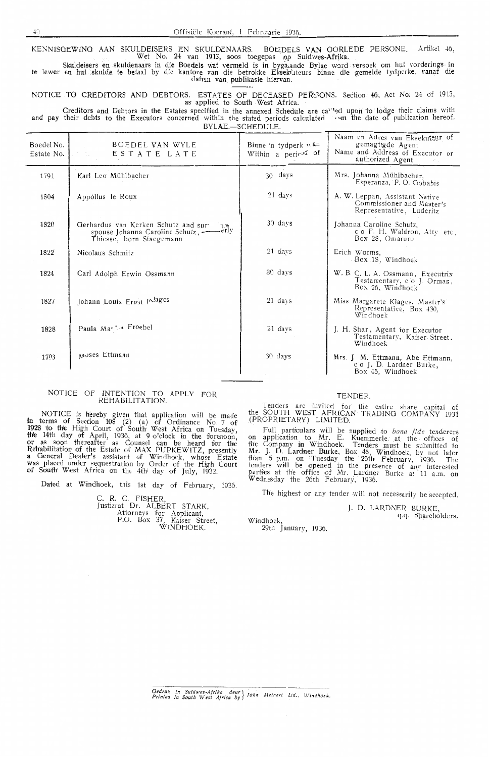KENNISGEWING AAN SKULDEISERS EN SKULDENAARS. BOEDELS VAN OORLEDE PERSONE. Artikel 46, Wet No. 24 van 1913, soos toegepas op Suidwes-Afrika.

Skuldeisers en skuldenaars in die Boedels wat vermeld is in bygaande Bylae word versoek om hul vorderings in te lewer en hul skulde te betaal by die kantore van die betrokke Eksekuteurs binne die gemelde tydperke, vanaf die datum van publikasie hiervan.

NOTICE TO CREDITORS AND DEBTORS. ESTATES OF DECEASED PERSONS. Section 46, Act No. 24 of 1913, as applied to South West Africa.

Creditors and Debtors in the Estates specified in the annexed Schedule are called upon to lodge their claims with and pay their debts to the Executors concerned within the stated periods calculated from the date of publication hereof.

BYLAE.—SCHEDULE.

| Boedel No. Estate No. | BOEDEL VAN WYLE ESTATE LATE | Binne 'n tydperk van Within a period of | Naam en Adres van Eksekuteur of gemagtigde Agent Name and Address of Executor or authorized Agent |
|---|---|---|---|
| 1791 | Karl Leo Mühlbacher | 30 days | Mrs. Johanna Mühlbacher, Esperanza, P. O. Gobabis |
| 1804 | Appollus le Roux | 21 days | A. W. Leppan, Assistant Native Commissioner and Master's Representative, Luderitz |
| 1820 | Gerhardus van Kerken Schutz and surviving spouse Johanna Caroline Schutz, formerly Thiesse, born Staegemann | 30 days | Johanna Caroline Schutz, c o F. H. Waldron, Atty etc, Box 28, Omaruru |
| 1822 | Nicolaus Schmitz | 21 days | Erich Worms, Box 18, Windhoek |
| 1824 | Carl Adolph Erwin Ossmann | 30 days | W. B. C. L. A. Ossmann, Executrix Testamentary, c o J. Orman, Box 26, Windhoek |
| 1827 | Johann Louis Ernst Klages | 21 days | Miss Margarete Klages, Master's Representative, Box 430, Windhoek |
| 1828 | Paula Martha Froebel | 21 days | J. H. Shar, Agent for Executor Testamentary, Kaiser Street, Windhoek |
| 1793 | Moses Ettmann | 30 days | Mrs. J. M. Ettmann, Abe Ettmann, c o J. D. Lardner Burke, Box 45, Windhoek |

## NOTICE OF INTENTION TO APPLY FOR REHABILITATION.

NOTICE is hereby given that application will be made in terms of Section 108 (2) (a) of Ordinance No. 7 of 1928 to the High Court of South West Africa on Tuesday, the 14th day of April, 1936, at 9 o'clock in the forenoon, or as soon thereafter as Counsel can be heard for the Rehabilitation of the Estate of MAX PUPKEWITZ, presently a General Dealer's assistant of Windhoek, whose Estate was placed under sequestration by Order of the High Court of South West Africa on the 4th day of July, 1932.

Dated at Windhoek, this 1st day of February, 1936.

C. R. C. FISHER,
Justizrat Dr. ALBERT STARK,
Attorneys for Applicant,
P.O. Box 37, Kaiser Street,
WINDHOEK.

## TENDER.

Tenders are invited for the entire share capital of the SOUTH WEST AFRICAN TRADING COMPANY 1931 (PROPRIETARY) LIMITED.

Full particulars will be supplied to *bona fide* tenderers on application to Mr. E. Kuemmerle at the offices of the Company in Windhoek. Tenders must be submitted to Mr. J. D. Lardner Burke, Box 45, Windhoek, by not later than 5 p.m. on Tuesday the 25th February, 1936. The tenders will be opened in the presence of any interested parties at the office of Mr. Lardner Burke at 11 a.m. on Wednesday the 26th February, 1936.

The highest or any tender will not necessarily be accepted.

J. D. LARDNER BURKE,
q.q. Shareholders.

Windhoek,
29th January, 1936.

Gedruk in Suidwes-Afrika deur / Printed in South West Africa by John Meinert Ltd., Windhoek.